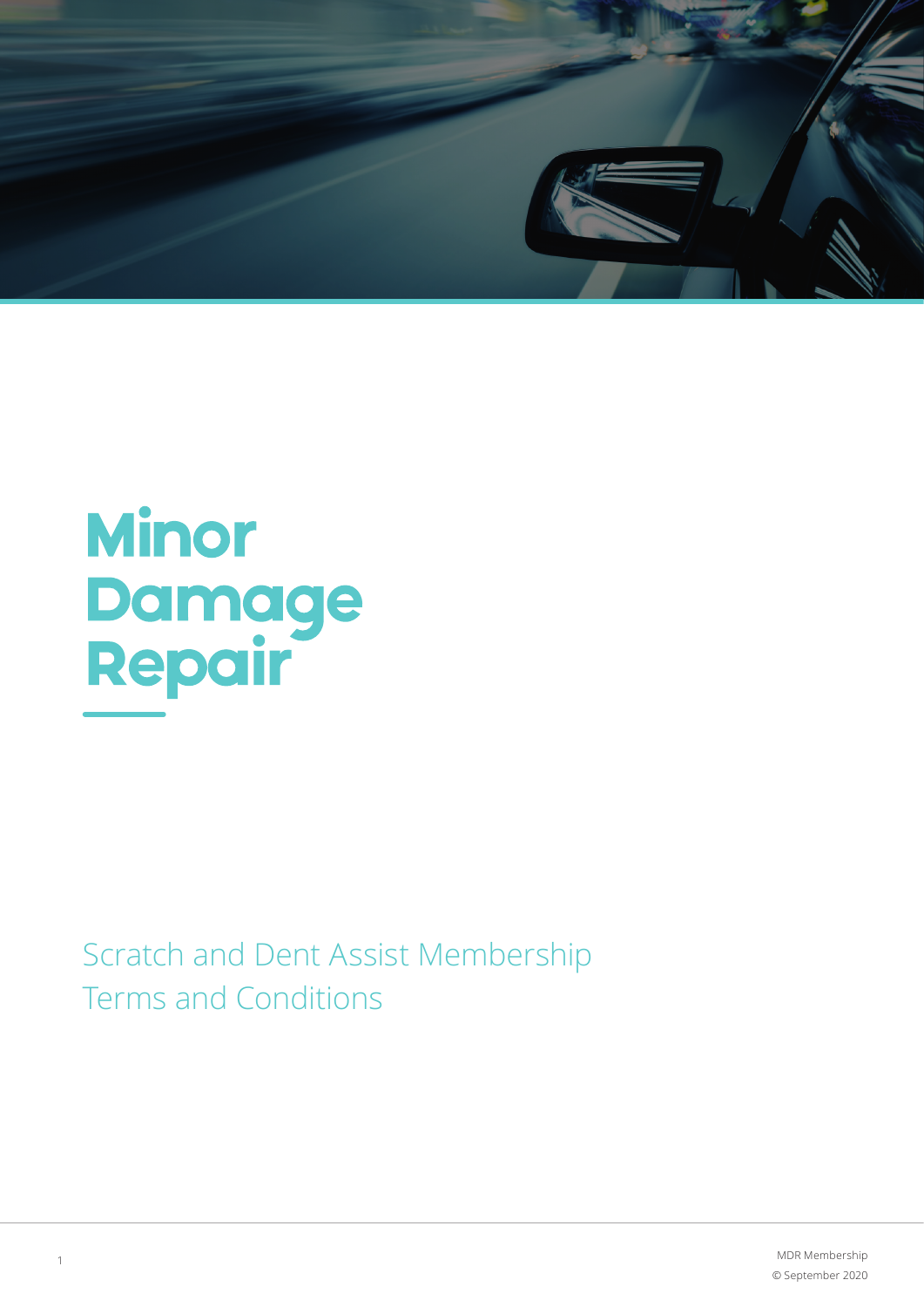# Minor Damage Repair

Scratch and Dent Assist Membership
Terms and Conditions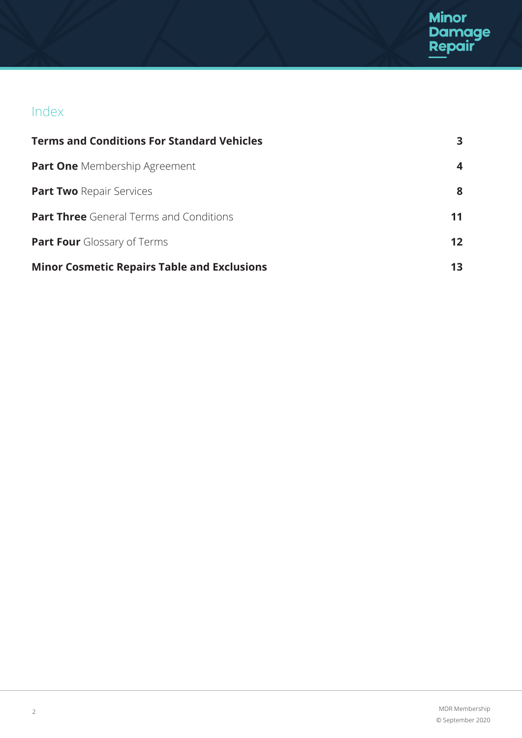## Index

| | |
|---|---|
| **Terms and Conditions For Standard Vehicles** | **3** |
| **Part One** Membership Agreement | **4** |
| **Part Two** Repair Services | **8** |
| **Part Three** General Terms and Conditions | **11** |
| **Part Four** Glossary of Terms | **12** |
| **Minor Cosmetic Repairs Table and Exclusions** | **13** |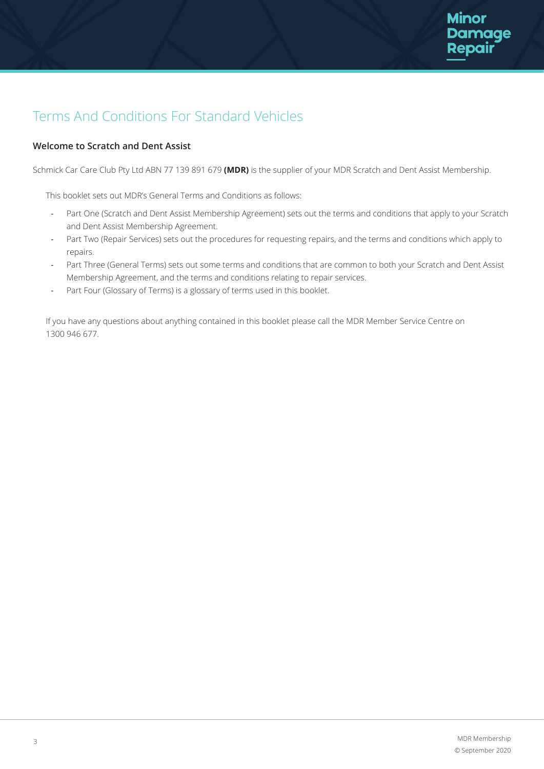# Terms And Conditions For Standard Vehicles

## Welcome to Scratch and Dent Assist

Schmick Car Care Club Pty Ltd ABN 77 139 891 679 **(MDR)** is the supplier of your MDR Scratch and Dent Assist Membership.

This booklet sets out MDR's General Terms and Conditions as follows:

- Part One (Scratch and Dent Assist Membership Agreement) sets out the terms and conditions that apply to your Scratch and Dent Assist Membership Agreement.
- Part Two (Repair Services) sets out the procedures for requesting repairs, and the terms and conditions which apply to repairs.
- Part Three (General Terms) sets out some terms and conditions that are common to both your Scratch and Dent Assist Membership Agreement, and the terms and conditions relating to repair services.
- Part Four (Glossary of Terms) is a glossary of terms used in this booklet.

If you have any questions about anything contained in this booklet please call the MDR Member Service Centre on 1300 946 677.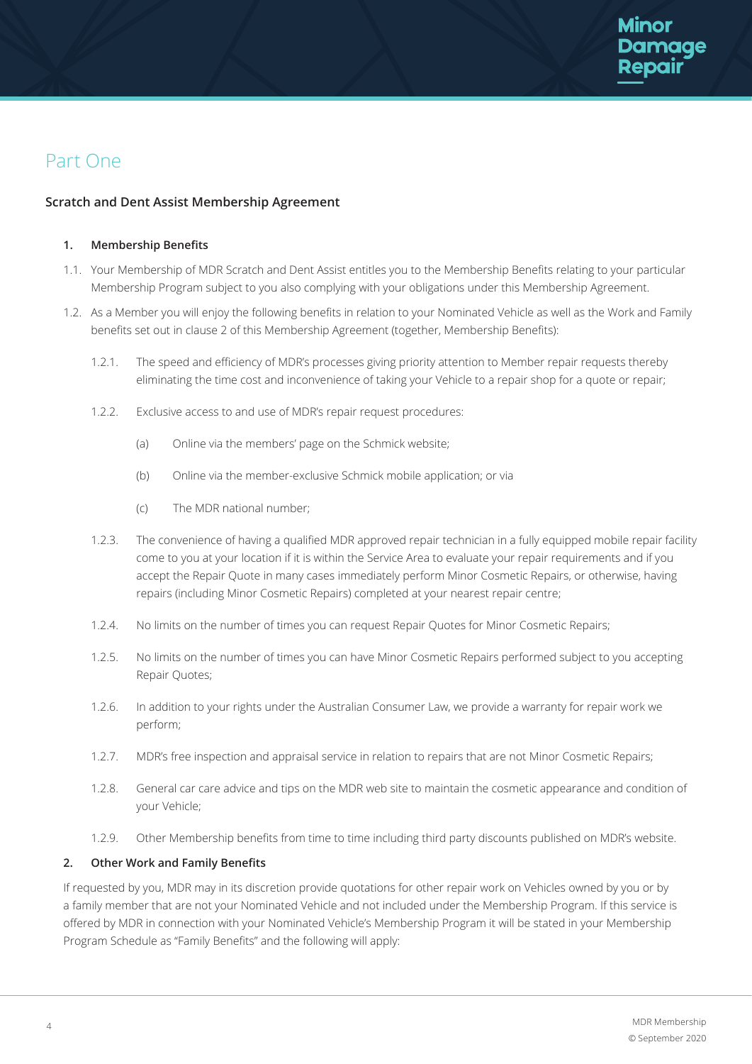# Part One

## Scratch and Dent Assist Membership Agreement

### 1. Membership Benefits

1.1. Your Membership of MDR Scratch and Dent Assist entitles you to the Membership Benefits relating to your particular Membership Program subject to you also complying with your obligations under this Membership Agreement.

1.2. As a Member you will enjoy the following benefits in relation to your Nominated Vehicle as well as the Work and Family benefits set out in clause 2 of this Membership Agreement (together, Membership Benefits):

1.2.1. The speed and efficiency of MDR's processes giving priority attention to Member repair requests thereby eliminating the time cost and inconvenience of taking your Vehicle to a repair shop for a quote or repair;

1.2.2. Exclusive access to and use of MDR's repair request procedures:

(a) Online via the members' page on the Schmick website;

(b) Online via the member-exclusive Schmick mobile application; or via

(c) The MDR national number;

1.2.3. The convenience of having a qualified MDR approved repair technician in a fully equipped mobile repair facility come to you at your location if it is within the Service Area to evaluate your repair requirements and if you accept the Repair Quote in many cases immediately perform Minor Cosmetic Repairs, or otherwise, having repairs (including Minor Cosmetic Repairs) completed at your nearest repair centre;

1.2.4. No limits on the number of times you can request Repair Quotes for Minor Cosmetic Repairs;

1.2.5. No limits on the number of times you can have Minor Cosmetic Repairs performed subject to you accepting Repair Quotes;

1.2.6. In addition to your rights under the Australian Consumer Law, we provide a warranty for repair work we perform;

1.2.7. MDR's free inspection and appraisal service in relation to repairs that are not Minor Cosmetic Repairs;

1.2.8. General car care advice and tips on the MDR web site to maintain the cosmetic appearance and condition of your Vehicle;

1.2.9. Other Membership benefits from time to time including third party discounts published on MDR's website.

### 2. Other Work and Family Benefits

If requested by you, MDR may in its discretion provide quotations for other repair work on Vehicles owned by you or by a family member that are not your Nominated Vehicle and not included under the Membership Program. If this service is offered by MDR in connection with your Nominated Vehicle's Membership Program it will be stated in your Membership Program Schedule as "Family Benefits" and the following will apply: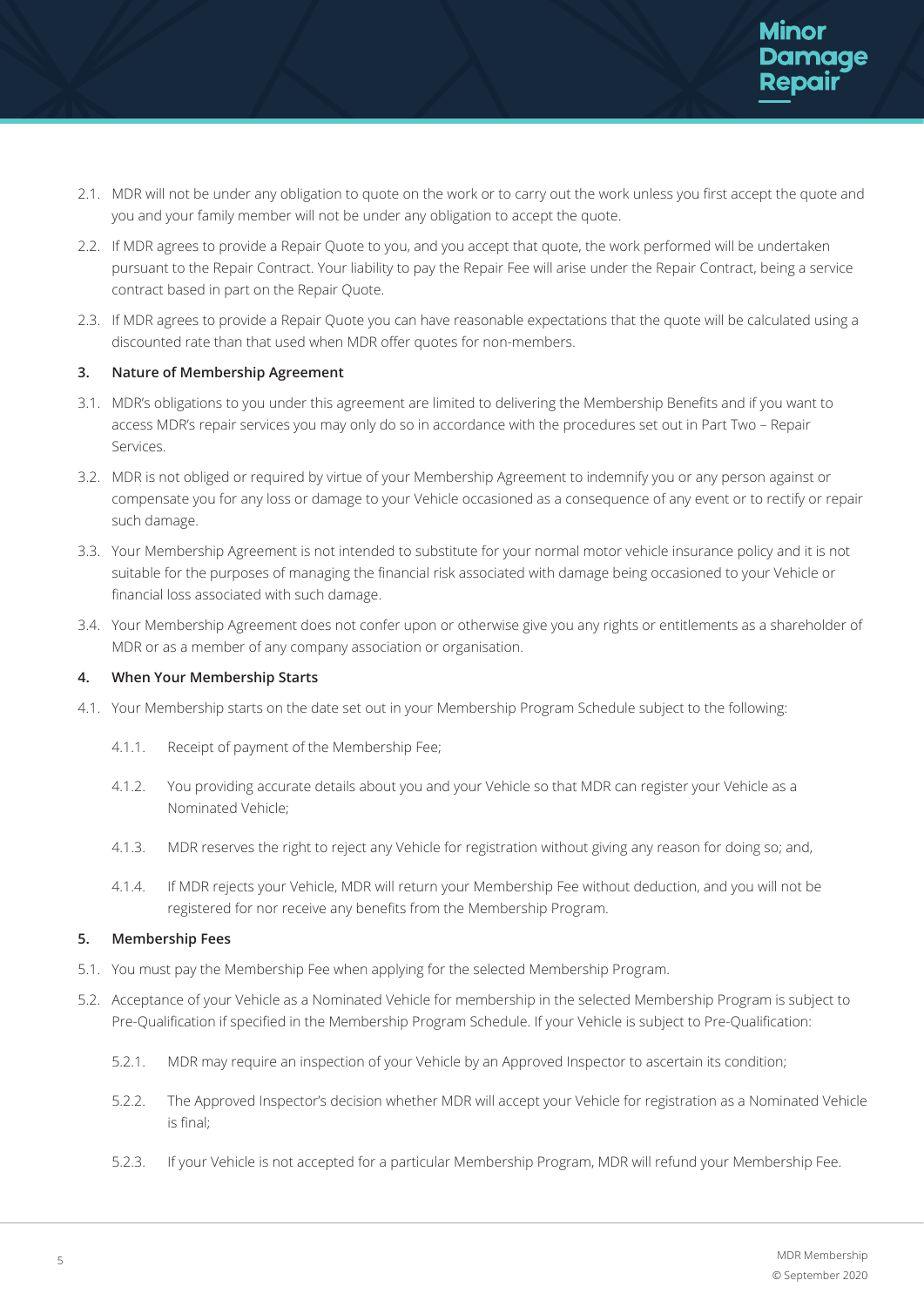2.1. MDR will not be under any obligation to quote on the work or to carry out the work unless you first accept the quote and you and your family member will not be under any obligation to accept the quote.

2.2. If MDR agrees to provide a Repair Quote to you, and you accept that quote, the work performed will be undertaken pursuant to the Repair Contract. Your liability to pay the Repair Fee will arise under the Repair Contract, being a service contract based in part on the Repair Quote.

2.3. If MDR agrees to provide a Repair Quote you can have reasonable expectations that the quote will be calculated using a discounted rate than that used when MDR offer quotes for non-members.

### 3. Nature of Membership Agreement

3.1. MDR's obligations to you under this agreement are limited to delivering the Membership Benefits and if you want to access MDR's repair services you may only do so in accordance with the procedures set out in Part Two – Repair Services.

3.2. MDR is not obliged or required by virtue of your Membership Agreement to indemnify you or any person against or compensate you for any loss or damage to your Vehicle occasioned as a consequence of any event or to rectify or repair such damage.

3.3. Your Membership Agreement is not intended to substitute for your normal motor vehicle insurance policy and it is not suitable for the purposes of managing the financial risk associated with damage being occasioned to your Vehicle or financial loss associated with such damage.

3.4. Your Membership Agreement does not confer upon or otherwise give you any rights or entitlements as a shareholder of MDR or as a member of any company association or organisation.

### 4. When Your Membership Starts

4.1. Your Membership starts on the date set out in your Membership Program Schedule subject to the following:

- 4.1.1. Receipt of payment of the Membership Fee;
- 4.1.2. You providing accurate details about you and your Vehicle so that MDR can register your Vehicle as a Nominated Vehicle;
- 4.1.3. MDR reserves the right to reject any Vehicle for registration without giving any reason for doing so; and,
- 4.1.4. If MDR rejects your Vehicle, MDR will return your Membership Fee without deduction, and you will not be registered for nor receive any benefits from the Membership Program.

### 5. Membership Fees

5.1. You must pay the Membership Fee when applying for the selected Membership Program.

5.2. Acceptance of your Vehicle as a Nominated Vehicle for membership in the selected Membership Program is subject to Pre-Qualification if specified in the Membership Program Schedule. If your Vehicle is subject to Pre-Qualification:

- 5.2.1. MDR may require an inspection of your Vehicle by an Approved Inspector to ascertain its condition;
- 5.2.2. The Approved Inspector's decision whether MDR will accept your Vehicle for registration as a Nominated Vehicle is final;
- 5.2.3. If your Vehicle is not accepted for a particular Membership Program, MDR will refund your Membership Fee.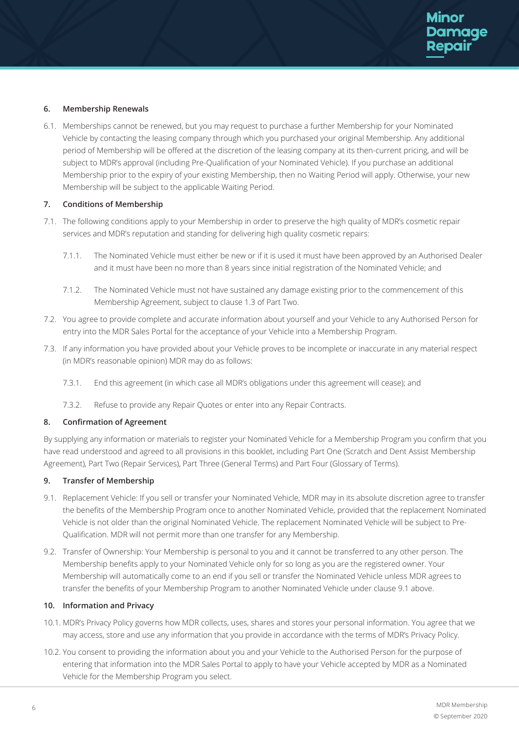## 6. Membership Renewals

6.1. Memberships cannot be renewed, but you may request to purchase a further Membership for your Nominated Vehicle by contacting the leasing company through which you purchased your original Membership. Any additional period of Membership will be offered at the discretion of the leasing company at its then-current pricing, and will be subject to MDR's approval (including Pre-Qualification of your Nominated Vehicle). If you purchase an additional Membership prior to the expiry of your existing Membership, then no Waiting Period will apply. Otherwise, your new Membership will be subject to the applicable Waiting Period.

## 7. Conditions of Membership

7.1. The following conditions apply to your Membership in order to preserve the high quality of MDR's cosmetic repair services and MDR's reputation and standing for delivering high quality cosmetic repairs:

7.1.1. The Nominated Vehicle must either be new or if it is used it must have been approved by an Authorised Dealer and it must have been no more than 8 years since initial registration of the Nominated Vehicle; and

7.1.2. The Nominated Vehicle must not have sustained any damage existing prior to the commencement of this Membership Agreement, subject to clause 1.3 of Part Two.

7.2. You agree to provide complete and accurate information about yourself and your Vehicle to any Authorised Person for entry into the MDR Sales Portal for the acceptance of your Vehicle into a Membership Program.

7.3. If any information you have provided about your Vehicle proves to be incomplete or inaccurate in any material respect (in MDR's reasonable opinion) MDR may do as follows:

7.3.1. End this agreement (in which case all MDR's obligations under this agreement will cease); and

7.3.2. Refuse to provide any Repair Quotes or enter into any Repair Contracts.

## 8. Confirmation of Agreement

By supplying any information or materials to register your Nominated Vehicle for a Membership Program you confirm that you have read understood and agreed to all provisions in this booklet, including Part One (Scratch and Dent Assist Membership Agreement), Part Two (Repair Services), Part Three (General Terms) and Part Four (Glossary of Terms).

## 9. Transfer of Membership

9.1. Replacement Vehicle: If you sell or transfer your Nominated Vehicle, MDR may in its absolute discretion agree to transfer the benefits of the Membership Program once to another Nominated Vehicle, provided that the replacement Nominated Vehicle is not older than the original Nominated Vehicle. The replacement Nominated Vehicle will be subject to Pre-Qualification. MDR will not permit more than one transfer for any Membership.

9.2. Transfer of Ownership: Your Membership is personal to you and it cannot be transferred to any other person. The Membership benefits apply to your Nominated Vehicle only for so long as you are the registered owner. Your Membership will automatically come to an end if you sell or transfer the Nominated Vehicle unless MDR agrees to transfer the benefits of your Membership Program to another Nominated Vehicle under clause 9.1 above.

## 10. Information and Privacy

10.1. MDR's Privacy Policy governs how MDR collects, uses, shares and stores your personal information. You agree that we may access, store and use any information that you provide in accordance with the terms of MDR's Privacy Policy.

10.2. You consent to providing the information about you and your Vehicle to the Authorised Person for the purpose of entering that information into the MDR Sales Portal to apply to have your Vehicle accepted by MDR as a Nominated Vehicle for the Membership Program you select.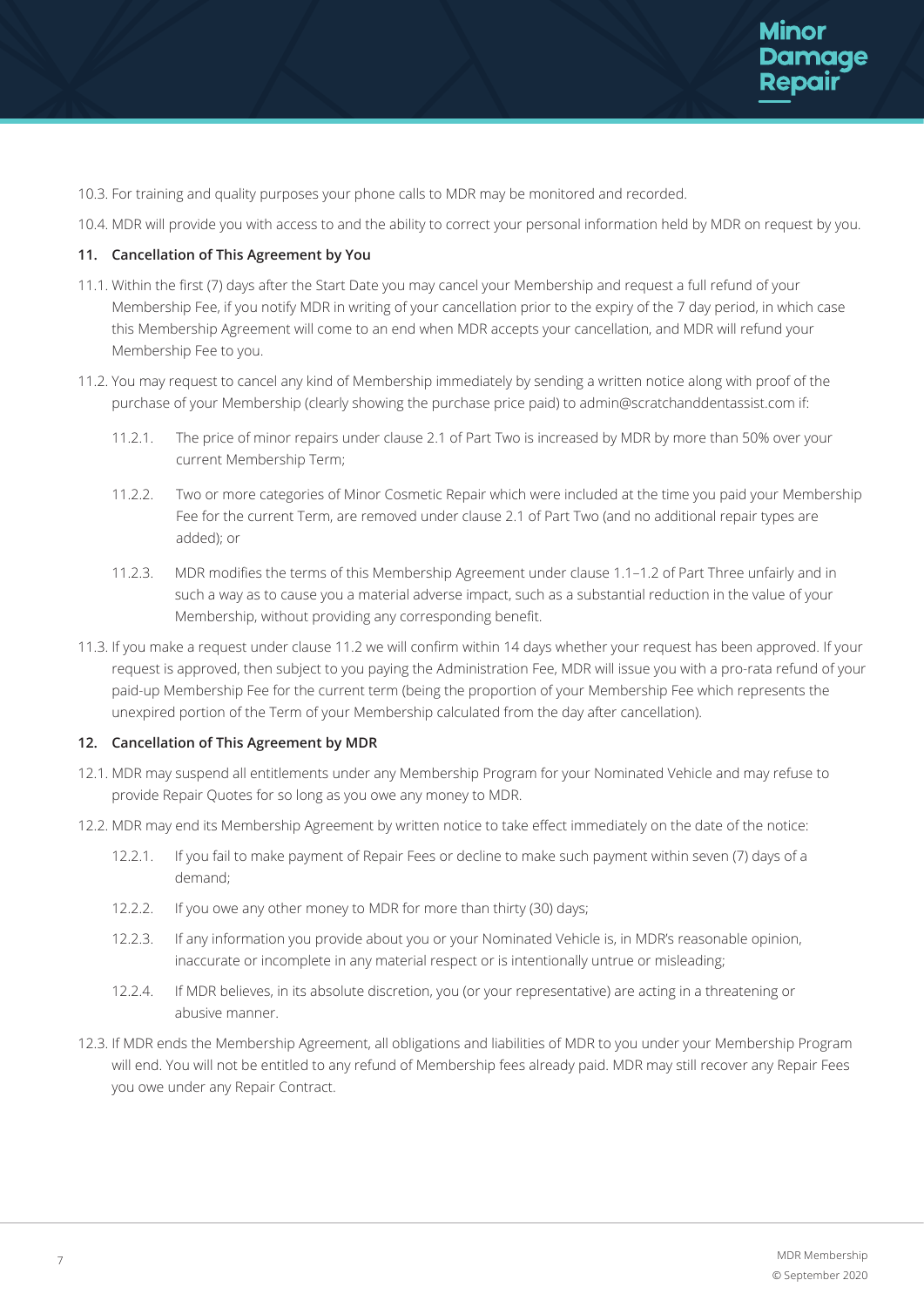10.3. For training and quality purposes your phone calls to MDR may be monitored and recorded.

10.4. MDR will provide you with access to and the ability to correct your personal information held by MDR on request by you.

**11. Cancellation of This Agreement by You**

11.1. Within the first (7) days after the Start Date you may cancel your Membership and request a full refund of your Membership Fee, if you notify MDR in writing of your cancellation prior to the expiry of the 7 day period, in which case this Membership Agreement will come to an end when MDR accepts your cancellation, and MDR will refund your Membership Fee to you.

11.2. You may request to cancel any kind of Membership immediately by sending a written notice along with proof of the purchase of your Membership (clearly showing the purchase price paid) to admin@scratchanddentassist.com if:

11.2.1. The price of minor repairs under clause 2.1 of Part Two is increased by MDR by more than 50% over your current Membership Term;

11.2.2. Two or more categories of Minor Cosmetic Repair which were included at the time you paid your Membership Fee for the current Term, are removed under clause 2.1 of Part Two (and no additional repair types are added); or

11.2.3. MDR modifies the terms of this Membership Agreement under clause 1.1–1.2 of Part Three unfairly and in such a way as to cause you a material adverse impact, such as a substantial reduction in the value of your Membership, without providing any corresponding benefit.

11.3. If you make a request under clause 11.2 we will confirm within 14 days whether your request has been approved. If your request is approved, then subject to you paying the Administration Fee, MDR will issue you with a pro-rata refund of your paid-up Membership Fee for the current term (being the proportion of your Membership Fee which represents the unexpired portion of the Term of your Membership calculated from the day after cancellation).

**12. Cancellation of This Agreement by MDR**

12.1. MDR may suspend all entitlements under any Membership Program for your Nominated Vehicle and may refuse to provide Repair Quotes for so long as you owe any money to MDR.

12.2. MDR may end its Membership Agreement by written notice to take effect immediately on the date of the notice:

12.2.1. If you fail to make payment of Repair Fees or decline to make such payment within seven (7) days of a demand;

12.2.2. If you owe any other money to MDR for more than thirty (30) days;

12.2.3. If any information you provide about you or your Nominated Vehicle is, in MDR's reasonable opinion, inaccurate or incomplete in any material respect or is intentionally untrue or misleading;

12.2.4. If MDR believes, in its absolute discretion, you (or your representative) are acting in a threatening or abusive manner.

12.3. If MDR ends the Membership Agreement, all obligations and liabilities of MDR to you under your Membership Program will end. You will not be entitled to any refund of Membership fees already paid. MDR may still recover any Repair Fees you owe under any Repair Contract.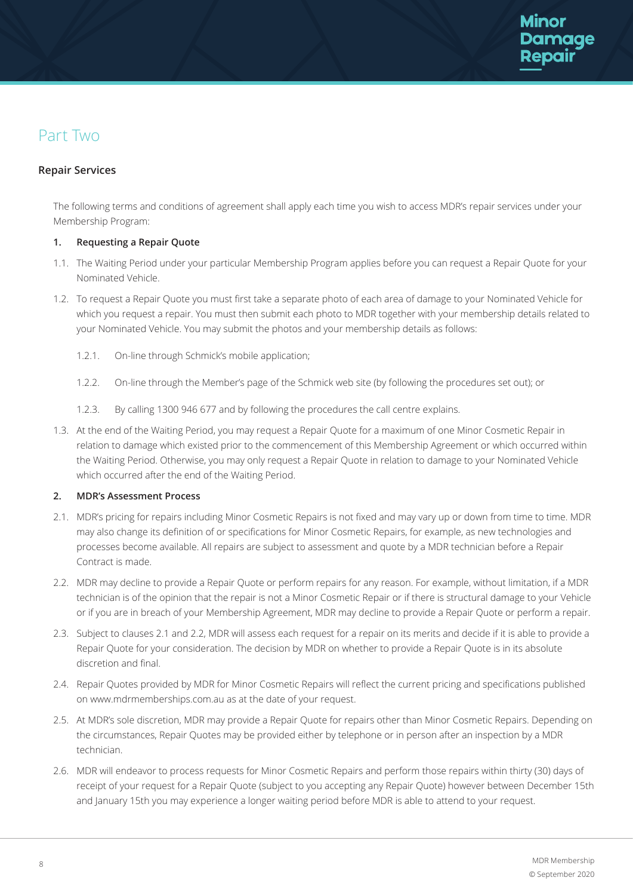# Part Two

## Repair Services

The following terms and conditions of agreement shall apply each time you wish to access MDR's repair services under your Membership Program:

### 1. Requesting a Repair Quote

1.1. The Waiting Period under your particular Membership Program applies before you can request a Repair Quote for your Nominated Vehicle.

1.2. To request a Repair Quote you must first take a separate photo of each area of damage to your Nominated Vehicle for which you request a repair. You must then submit each photo to MDR together with your membership details related to your Nominated Vehicle. You may submit the photos and your membership details as follows:

1.2.1. On-line through Schmick's mobile application;

1.2.2. On-line through the Member's page of the Schmick web site (by following the procedures set out); or

1.2.3. By calling 1300 946 677 and by following the procedures the call centre explains.

1.3. At the end of the Waiting Period, you may request a Repair Quote for a maximum of one Minor Cosmetic Repair in relation to damage which existed prior to the commencement of this Membership Agreement or which occurred within the Waiting Period. Otherwise, you may only request a Repair Quote in relation to damage to your Nominated Vehicle which occurred after the end of the Waiting Period.

### 2. MDR's Assessment Process

2.1. MDR's pricing for repairs including Minor Cosmetic Repairs is not fixed and may vary up or down from time to time. MDR may also change its definition of or specifications for Minor Cosmetic Repairs, for example, as new technologies and processes become available. All repairs are subject to assessment and quote by a MDR technician before a Repair Contract is made.

2.2. MDR may decline to provide a Repair Quote or perform repairs for any reason. For example, without limitation, if a MDR technician is of the opinion that the repair is not a Minor Cosmetic Repair or if there is structural damage to your Vehicle or if you are in breach of your Membership Agreement, MDR may decline to provide a Repair Quote or perform a repair.

2.3. Subject to clauses 2.1 and 2.2, MDR will assess each request for a repair on its merits and decide if it is able to provide a Repair Quote for your consideration. The decision by MDR on whether to provide a Repair Quote is in its absolute discretion and final.

2.4. Repair Quotes provided by MDR for Minor Cosmetic Repairs will reflect the current pricing and specifications published on www.mdrmemberships.com.au as at the date of your request.

2.5. At MDR's sole discretion, MDR may provide a Repair Quote for repairs other than Minor Cosmetic Repairs. Depending on the circumstances, Repair Quotes may be provided either by telephone or in person after an inspection by a MDR technician.

2.6. MDR will endeavor to process requests for Minor Cosmetic Repairs and perform those repairs within thirty (30) days of receipt of your request for a Repair Quote (subject to you accepting any Repair Quote) however between December 15th and January 15th you may experience a longer waiting period before MDR is able to attend to your request.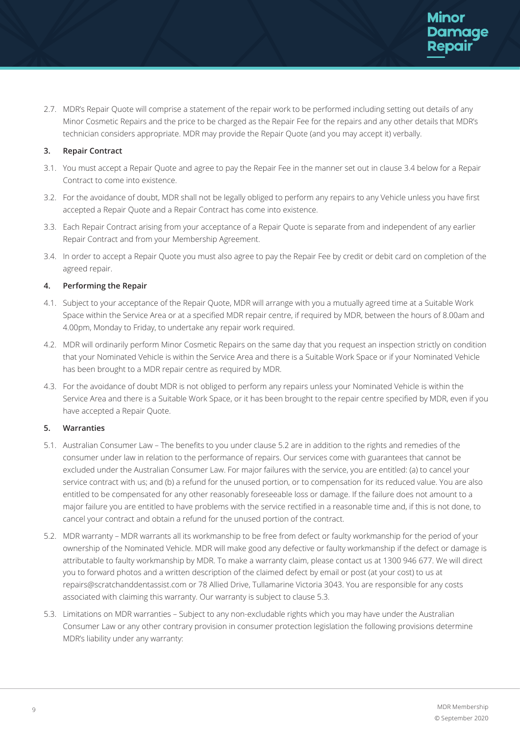2.7. MDR's Repair Quote will comprise a statement of the repair work to be performed including setting out details of any Minor Cosmetic Repairs and the price to be charged as the Repair Fee for the repairs and any other details that MDR's technician considers appropriate. MDR may provide the Repair Quote (and you may accept it) verbally.

**3. Repair Contract**

3.1. You must accept a Repair Quote and agree to pay the Repair Fee in the manner set out in clause 3.4 below for a Repair Contract to come into existence.

3.2. For the avoidance of doubt, MDR shall not be legally obliged to perform any repairs to any Vehicle unless you have first accepted a Repair Quote and a Repair Contract has come into existence.

3.3. Each Repair Contract arising from your acceptance of a Repair Quote is separate from and independent of any earlier Repair Contract and from your Membership Agreement.

3.4. In order to accept a Repair Quote you must also agree to pay the Repair Fee by credit or debit card on completion of the agreed repair.

**4. Performing the Repair**

4.1. Subject to your acceptance of the Repair Quote, MDR will arrange with you a mutually agreed time at a Suitable Work Space within the Service Area or at a specified MDR repair centre, if required by MDR, between the hours of 8.00am and 4.00pm, Monday to Friday, to undertake any repair work required.

4.2. MDR will ordinarily perform Minor Cosmetic Repairs on the same day that you request an inspection strictly on condition that your Nominated Vehicle is within the Service Area and there is a Suitable Work Space or if your Nominated Vehicle has been brought to a MDR repair centre as required by MDR.

4.3. For the avoidance of doubt MDR is not obliged to perform any repairs unless your Nominated Vehicle is within the Service Area and there is a Suitable Work Space, or it has been brought to the repair centre specified by MDR, even if you have accepted a Repair Quote.

**5. Warranties**

5.1. Australian Consumer Law – The benefits to you under clause 5.2 are in addition to the rights and remedies of the consumer under law in relation to the performance of repairs. Our services come with guarantees that cannot be excluded under the Australian Consumer Law. For major failures with the service, you are entitled: (a) to cancel your service contract with us; and (b) a refund for the unused portion, or to compensation for its reduced value. You are also entitled to be compensated for any other reasonably foreseeable loss or damage. If the failure does not amount to a major failure you are entitled to have problems with the service rectified in a reasonable time and, if this is not done, to cancel your contract and obtain a refund for the unused portion of the contract.

5.2. MDR warranty – MDR warrants all its workmanship to be free from defect or faulty workmanship for the period of your ownership of the Nominated Vehicle. MDR will make good any defective or faulty workmanship if the defect or damage is attributable to faulty workmanship by MDR. To make a warranty claim, please contact us at 1300 946 677. We will direct you to forward photos and a written description of the claimed defect by email or post (at your cost) to us at repairs@scratchanddentassist.com or 78 Allied Drive, Tullamarine Victoria 3043. You are responsible for any costs associated with claiming this warranty. Our warranty is subject to clause 5.3.

5.3. Limitations on MDR warranties – Subject to any non-excludable rights which you may have under the Australian Consumer Law or any other contrary provision in consumer protection legislation the following provisions determine MDR's liability under any warranty: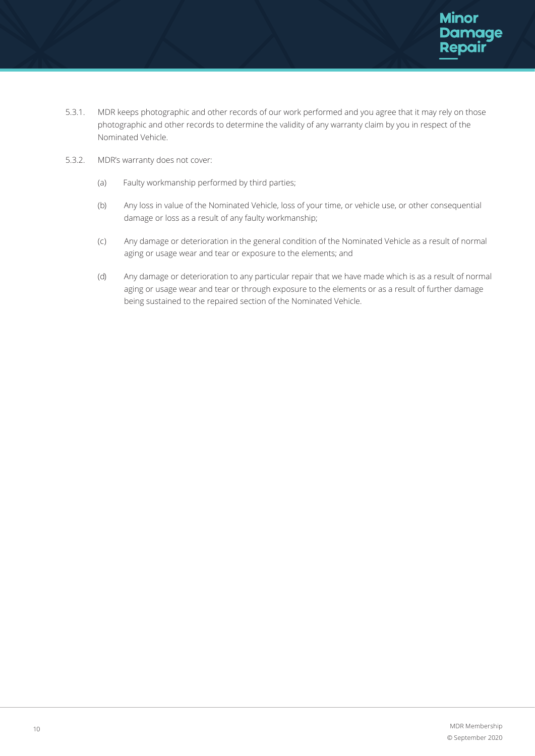5.3.1. MDR keeps photographic and other records of our work performed and you agree that it may rely on those photographic and other records to determine the validity of any warranty claim by you in respect of the Nominated Vehicle.

5.3.2. MDR's warranty does not cover:

(a) Faulty workmanship performed by third parties;

(b) Any loss in value of the Nominated Vehicle, loss of your time, or vehicle use, or other consequential damage or loss as a result of any faulty workmanship;

(c) Any damage or deterioration in the general condition of the Nominated Vehicle as a result of normal aging or usage wear and tear or exposure to the elements; and

(d) Any damage or deterioration to any particular repair that we have made which is as a result of normal aging or usage wear and tear or through exposure to the elements or as a result of further damage being sustained to the repaired section of the Nominated Vehicle.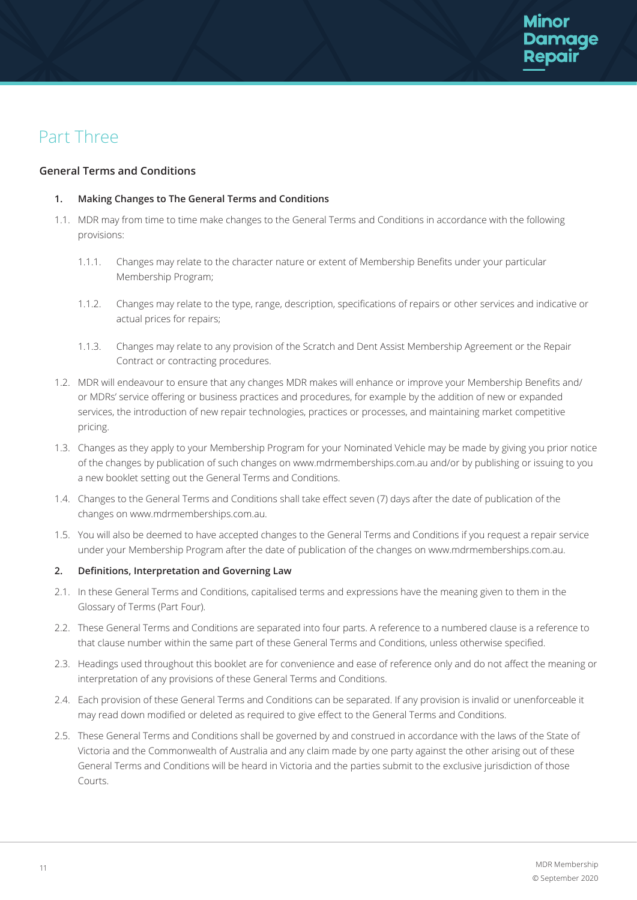# Part Three

## General Terms and Conditions

### 1. Making Changes to The General Terms and Conditions

1.1. MDR may from time to time make changes to the General Terms and Conditions in accordance with the following provisions:

1.1.1. Changes may relate to the character nature or extent of Membership Benefits under your particular Membership Program;

1.1.2. Changes may relate to the type, range, description, specifications of repairs or other services and indicative or actual prices for repairs;

1.1.3. Changes may relate to any provision of the Scratch and Dent Assist Membership Agreement or the Repair Contract or contracting procedures.

1.2. MDR will endeavour to ensure that any changes MDR makes will enhance or improve your Membership Benefits and/or MDRs' service offering or business practices and procedures, for example by the addition of new or expanded services, the introduction of new repair technologies, practices or processes, and maintaining market competitive pricing.

1.3. Changes as they apply to your Membership Program for your Nominated Vehicle may be made by giving you prior notice of the changes by publication of such changes on www.mdrmemberships.com.au and/or by publishing or issuing to you a new booklet setting out the General Terms and Conditions.

1.4. Changes to the General Terms and Conditions shall take effect seven (7) days after the date of publication of the changes on www.mdrmemberships.com.au.

1.5. You will also be deemed to have accepted changes to the General Terms and Conditions if you request a repair service under your Membership Program after the date of publication of the changes on www.mdrmemberships.com.au.

### 2. Definitions, Interpretation and Governing Law

2.1. In these General Terms and Conditions, capitalised terms and expressions have the meaning given to them in the Glossary of Terms (Part Four).

2.2. These General Terms and Conditions are separated into four parts. A reference to a numbered clause is a reference to that clause number within the same part of these General Terms and Conditions, unless otherwise specified.

2.3. Headings used throughout this booklet are for convenience and ease of reference only and do not affect the meaning or interpretation of any provisions of these General Terms and Conditions.

2.4. Each provision of these General Terms and Conditions can be separated. If any provision is invalid or unenforceable it may read down modified or deleted as required to give effect to the General Terms and Conditions.

2.5. These General Terms and Conditions shall be governed by and construed in accordance with the laws of the State of Victoria and the Commonwealth of Australia and any claim made by one party against the other arising out of these General Terms and Conditions will be heard in Victoria and the parties submit to the exclusive jurisdiction of those Courts.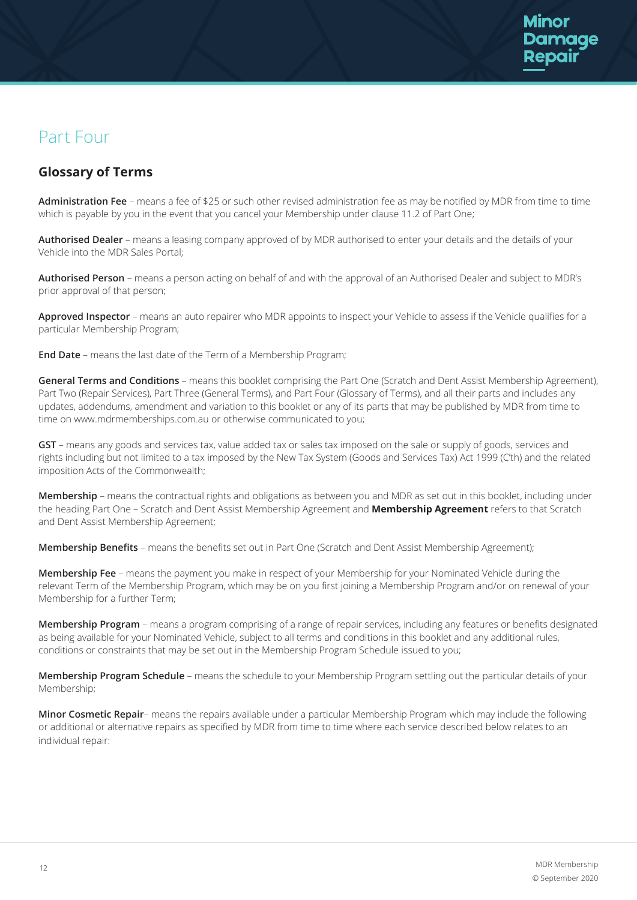# Part Four

## Glossary of Terms

**Administration Fee** – means a fee of $25 or such other revised administration fee as may be notified by MDR from time to time which is payable by you in the event that you cancel your Membership under clause 11.2 of Part One;

**Authorised Dealer** – means a leasing company approved of by MDR authorised to enter your details and the details of your Vehicle into the MDR Sales Portal;

**Authorised Person** – means a person acting on behalf of and with the approval of an Authorised Dealer and subject to MDR's prior approval of that person;

**Approved Inspector** – means an auto repairer who MDR appoints to inspect your Vehicle to assess if the Vehicle qualifies for a particular Membership Program;

**End Date** – means the last date of the Term of a Membership Program;

**General Terms and Conditions** – means this booklet comprising the Part One (Scratch and Dent Assist Membership Agreement), Part Two (Repair Services), Part Three (General Terms), and Part Four (Glossary of Terms), and all their parts and includes any updates, addendums, amendment and variation to this booklet or any of its parts that may be published by MDR from time to time on www.mdrmemberships.com.au or otherwise communicated to you;

**GST** – means any goods and services tax, value added tax or sales tax imposed on the sale or supply of goods, services and rights including but not limited to a tax imposed by the New Tax System (Goods and Services Tax) Act 1999 (C'th) and the related imposition Acts of the Commonwealth;

**Membership** – means the contractual rights and obligations as between you and MDR as set out in this booklet, including under the heading Part One – Scratch and Dent Assist Membership Agreement and **Membership Agreement** refers to that Scratch and Dent Assist Membership Agreement;

**Membership Benefits** – means the benefits set out in Part One (Scratch and Dent Assist Membership Agreement);

**Membership Fee** – means the payment you make in respect of your Membership for your Nominated Vehicle during the relevant Term of the Membership Program, which may be on you first joining a Membership Program and/or on renewal of your Membership for a further Term;

**Membership Program** – means a program comprising of a range of repair services, including any features or benefits designated as being available for your Nominated Vehicle, subject to all terms and conditions in this booklet and any additional rules, conditions or constraints that may be set out in the Membership Program Schedule issued to you;

**Membership Program Schedule** – means the schedule to your Membership Program settling out the particular details of your Membership;

**Minor Cosmetic Repair**– means the repairs available under a particular Membership Program which may include the following or additional or alternative repairs as specified by MDR from time to time where each service described below relates to an individual repair: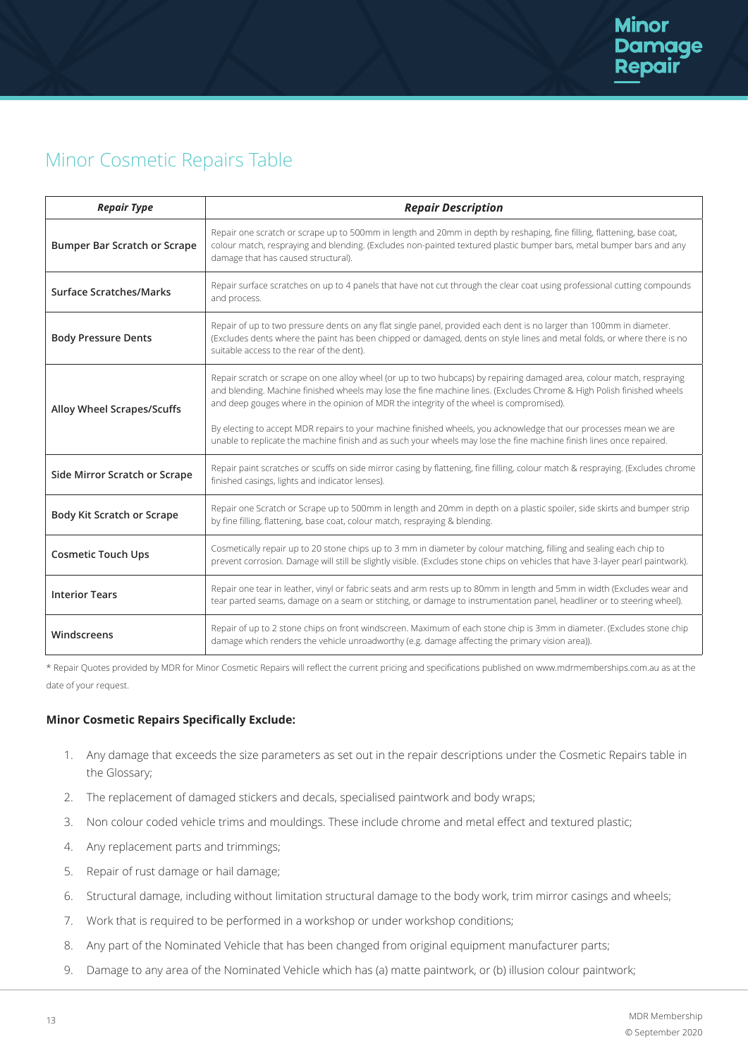## Minor Cosmetic Repairs Table

| ***Repair Type*** | ***Repair Description*** |
|---|---|
| **Bumper Bar Scratch or Scrape** | Repair one scratch or scrape up to 500mm in length and 20mm in depth by reshaping, fine filling, flattening, base coat, colour match, respraying and blending. (Excludes non-painted textured plastic bumper bars, metal bumper bars and any damage that has caused structural). |
| **Surface Scratches/Marks** | Repair surface scratches on up to 4 panels that have not cut through the clear coat using professional cutting compounds and process. |
| **Body Pressure Dents** | Repair of up to two pressure dents on any flat single panel, provided each dent is no larger than 100mm in diameter. (Excludes dents where the paint has been chipped or damaged, dents on style lines and metal folds, or where there is no suitable access to the rear of the dent). |
| **Alloy Wheel Scrapes/Scuffs** | Repair scratch or scrape on one alloy wheel (or up to two hubcaps) by repairing damaged area, colour match, respraying and blending. Machine finished wheels may lose the fine machine lines. (Excludes Chrome & High Polish finished wheels and deep gouges where in the opinion of MDR the integrity of the wheel is compromised).<br><br>By electing to accept MDR repairs to your machine finished wheels, you acknowledge that our processes mean we are unable to replicate the machine finish and as such your wheels may lose the fine machine finish lines once repaired. |
| **Side Mirror Scratch or Scrape** | Repair paint scratches or scuffs on side mirror casing by flattening, fine filling, colour match & respraying. (Excludes chrome finished casings, lights and indicator lenses). |
| **Body Kit Scratch or Scrape** | Repair one Scratch or Scrape up to 500mm in length and 20mm in depth on a plastic spoiler, side skirts and bumper strip by fine filling, flattening, base coat, colour match, respraying & blending. |
| **Cosmetic Touch Ups** | Cosmetically repair up to 20 stone chips up to 3 mm in diameter by colour matching, filling and sealing each chip to prevent corrosion. Damage will still be slightly visible. (Excludes stone chips on vehicles that have 3-layer pearl paintwork). |
| **Interior Tears** | Repair one tear in leather, vinyl or fabric seats and arm rests up to 80mm in length and 5mm in width (Excludes wear and tear parted seams, damage on a seam or stitching, or damage to instrumentation panel, headliner or to steering wheel). |
| **Windscreens** | Repair of up to 2 stone chips on front windscreen. Maximum of each stone chip is 3mm in diameter. (Excludes stone chip damage which renders the vehicle unroadworthy (e.g. damage affecting the primary vision area)). |

* Repair Quotes provided by MDR for Minor Cosmetic Repairs will reflect the current pricing and specifications published on www.mdrmemberships.com.au as at the date of your request.

**Minor Cosmetic Repairs Specifically Exclude:**

1. Any damage that exceeds the size parameters as set out in the repair descriptions under the Cosmetic Repairs table in the Glossary;
2. The replacement of damaged stickers and decals, specialised paintwork and body wraps;
3. Non colour coded vehicle trims and mouldings. These include chrome and metal effect and textured plastic;
4. Any replacement parts and trimmings;
5. Repair of rust damage or hail damage;
6. Structural damage, including without limitation structural damage to the body work, trim mirror casings and wheels;
7. Work that is required to be performed in a workshop or under workshop conditions;
8. Any part of the Nominated Vehicle that has been changed from original equipment manufacturer parts;
9. Damage to any area of the Nominated Vehicle which has (a) matte paintwork, or (b) illusion colour paintwork;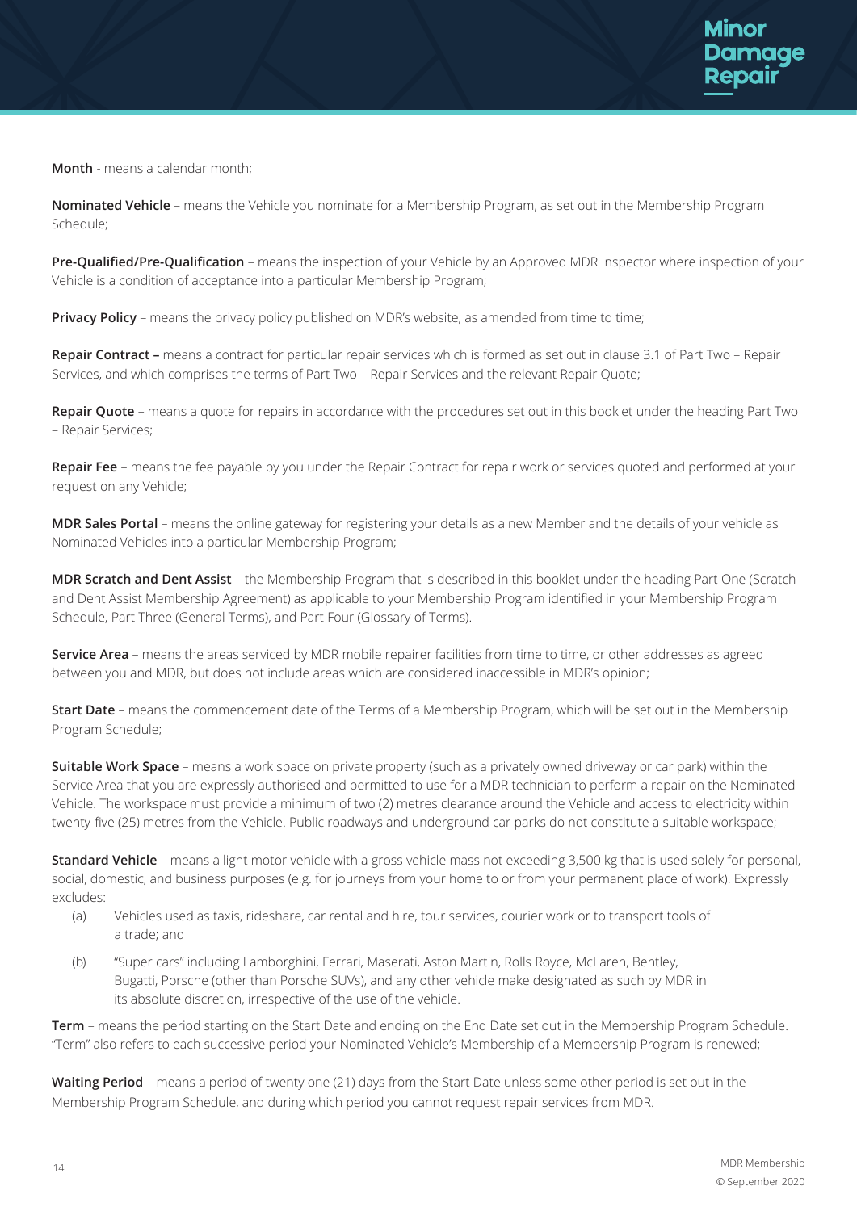**Month** - means a calendar month;

**Nominated Vehicle** – means the Vehicle you nominate for a Membership Program, as set out in the Membership Program Schedule;

**Pre-Qualified/Pre-Qualification** – means the inspection of your Vehicle by an Approved MDR Inspector where inspection of your Vehicle is a condition of acceptance into a particular Membership Program;

**Privacy Policy** – means the privacy policy published on MDR's website, as amended from time to time;

**Repair Contract –** means a contract for particular repair services which is formed as set out in clause 3.1 of Part Two – Repair Services, and which comprises the terms of Part Two – Repair Services and the relevant Repair Quote;

**Repair Quote** – means a quote for repairs in accordance with the procedures set out in this booklet under the heading Part Two – Repair Services;

**Repair Fee** – means the fee payable by you under the Repair Contract for repair work or services quoted and performed at your request on any Vehicle;

**MDR Sales Portal** – means the online gateway for registering your details as a new Member and the details of your vehicle as Nominated Vehicles into a particular Membership Program;

**MDR Scratch and Dent Assist** – the Membership Program that is described in this booklet under the heading Part One (Scratch and Dent Assist Membership Agreement) as applicable to your Membership Program identified in your Membership Program Schedule, Part Three (General Terms), and Part Four (Glossary of Terms).

**Service Area** – means the areas serviced by MDR mobile repairer facilities from time to time, or other addresses as agreed between you and MDR, but does not include areas which are considered inaccessible in MDR's opinion;

**Start Date** – means the commencement date of the Terms of a Membership Program, which will be set out in the Membership Program Schedule;

**Suitable Work Space** – means a work space on private property (such as a privately owned driveway or car park) within the Service Area that you are expressly authorised and permitted to use for a MDR technician to perform a repair on the Nominated Vehicle. The workspace must provide a minimum of two (2) metres clearance around the Vehicle and access to electricity within twenty-five (25) metres from the Vehicle. Public roadways and underground car parks do not constitute a suitable workspace;

**Standard Vehicle** – means a light motor vehicle with a gross vehicle mass not exceeding 3,500 kg that is used solely for personal, social, domestic, and business purposes (e.g. for journeys from your home to or from your permanent place of work). Expressly excludes:

(a) Vehicles used as taxis, rideshare, car rental and hire, tour services, courier work or to transport tools of a trade; and

(b) "Super cars" including Lamborghini, Ferrari, Maserati, Aston Martin, Rolls Royce, McLaren, Bentley, Bugatti, Porsche (other than Porsche SUVs), and any other vehicle make designated as such by MDR in its absolute discretion, irrespective of the use of the vehicle.

**Term** – means the period starting on the Start Date and ending on the End Date set out in the Membership Program Schedule. "Term" also refers to each successive period your Nominated Vehicle's Membership of a Membership Program is renewed;

**Waiting Period** – means a period of twenty one (21) days from the Start Date unless some other period is set out in the Membership Program Schedule, and during which period you cannot request repair services from MDR.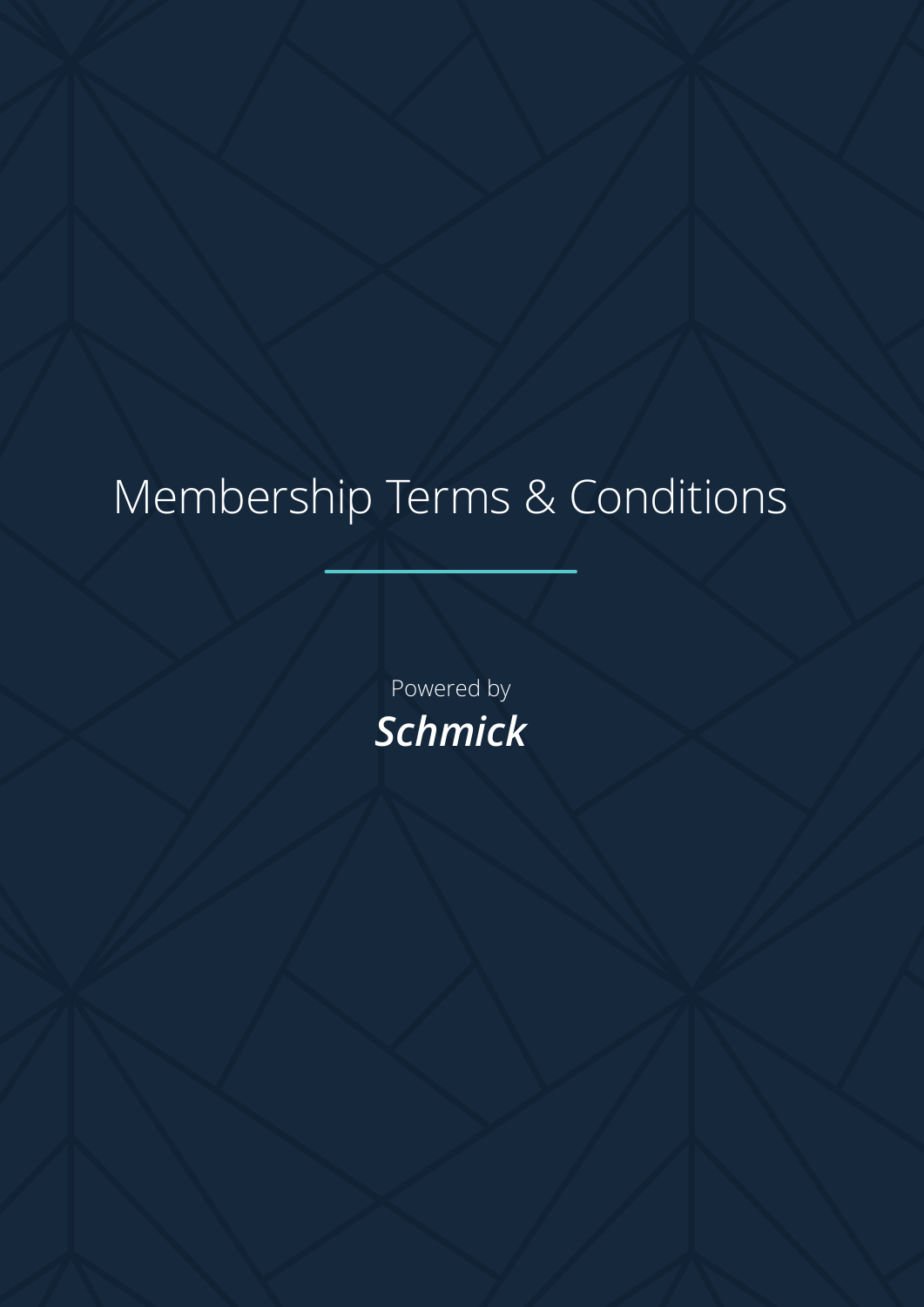# Membership Terms & Conditions

Powered by

***Schmick***